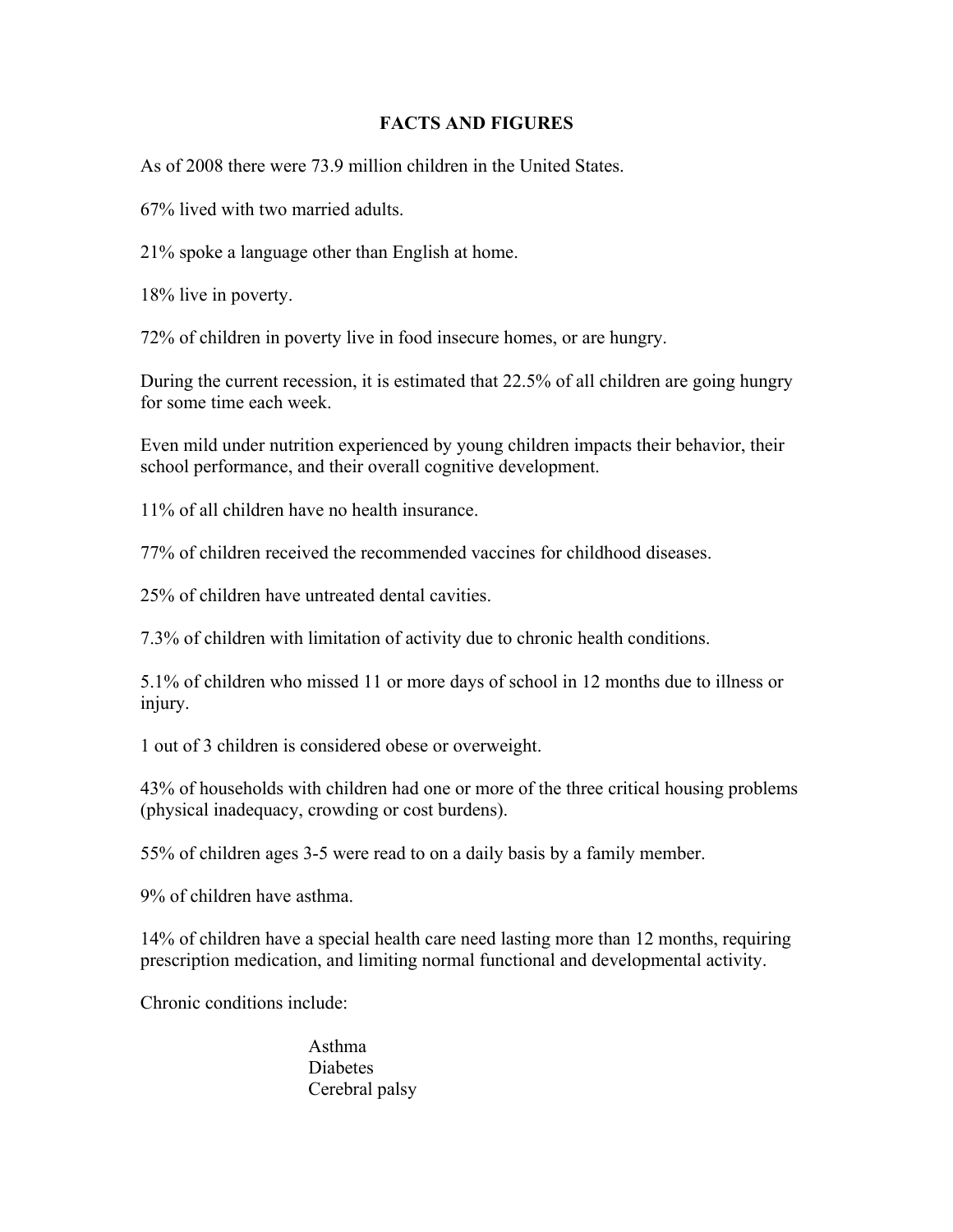# FACTS AND FIGURES

As of 2008 there were 73.9 million children in the United States.

67% lived with two married adults.

21% spoke a language other than English at home.

18% live in poverty.

72% of children in poverty live in food insecure homes, or are hungry.

During the current recession, it is estimated that 22.5% of all children are going hungry for some time each week.

Even mild under nutrition experienced by young children impacts their behavior, their school performance, and their overall cognitive development.

11% of all children have no health insurance.

77% of children received the recommended vaccines for childhood diseases.

25% of children have untreated dental cavities.

7.3% of children with limitation of activity due to chronic health conditions.

5.1% of children who missed 11 or more days of school in 12 months due to illness or injury.

1 out of 3 children is considered obese or overweight.

43% of households with children had one or more of the three critical housing problems (physical inadequacy, crowding or cost burdens).

55% of children ages 3-5 were read to on a daily basis by a family member.

9% of children have asthma.

14% of children have a special health care need lasting more than 12 months, requiring prescription medication, and limiting normal functional and developmental activity.

Chronic conditions include:

- Asthma
- Diabetes
- Cerebral palsy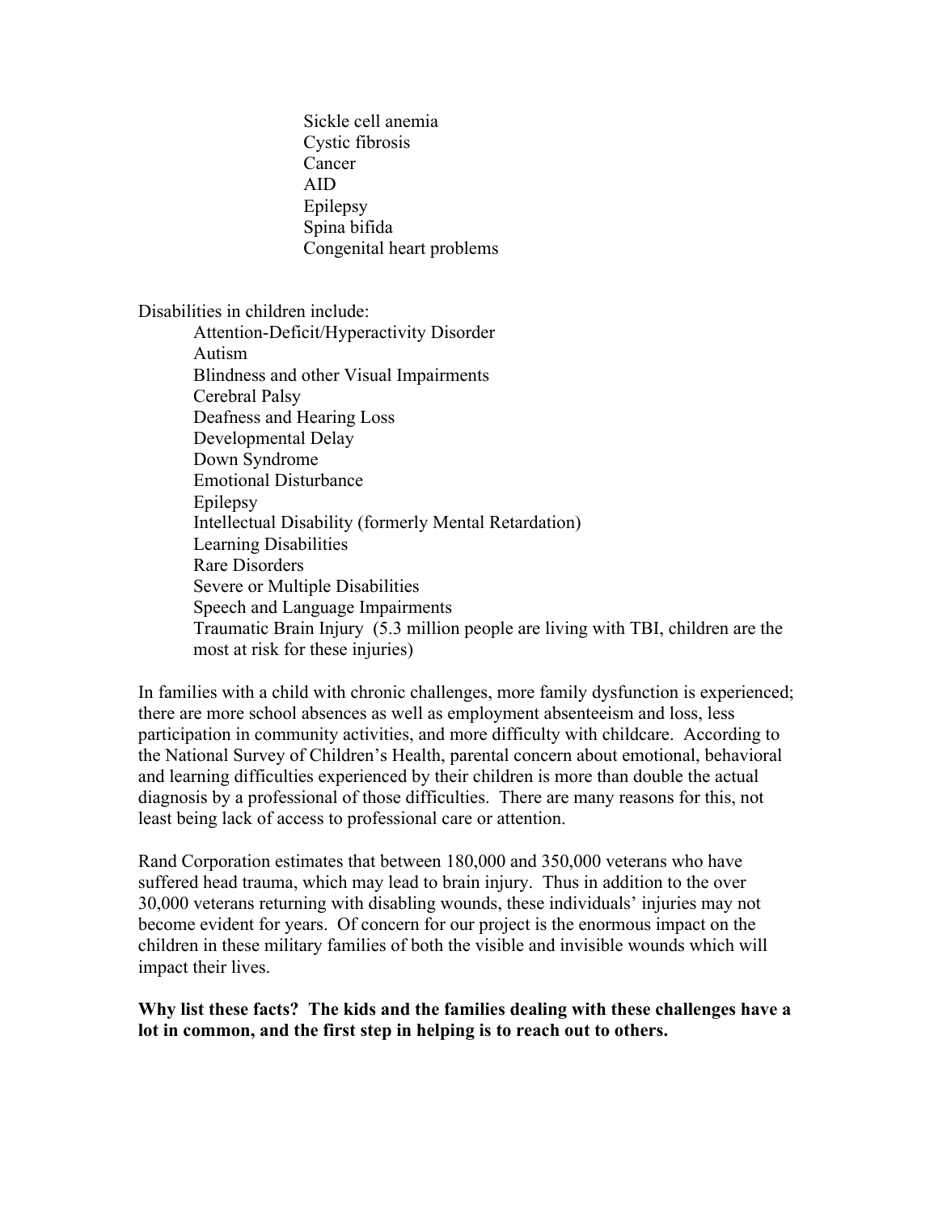- Sickle cell anemia
- Cystic fibrosis
- Cancer
- AID
- Epilepsy
- Spina bifida
- Congenital heart problems

Disabilities in children include:

- Attention-Deficit/Hyperactivity Disorder
- Autism
- Blindness and other Visual Impairments
- Cerebral Palsy
- Deafness and Hearing Loss
- Developmental Delay
- Down Syndrome
- Emotional Disturbance
- Epilepsy
- Intellectual Disability (formerly Mental Retardation)
- Learning Disabilities
- Rare Disorders
- Severe or Multiple Disabilities
- Speech and Language Impairments
- Traumatic Brain Injury (5.3 million people are living with TBI, children are the most at risk for these injuries)

In families with a child with chronic challenges, more family dysfunction is experienced; there are more school absences as well as employment absenteeism and loss, less participation in community activities, and more difficulty with childcare. According to the National Survey of Children's Health, parental concern about emotional, behavioral and learning difficulties experienced by their children is more than double the actual diagnosis by a professional of those difficulties. There are many reasons for this, not least being lack of access to professional care or attention.

Rand Corporation estimates that between 180,000 and 350,000 veterans who have suffered head trauma, which may lead to brain injury. Thus in addition to the over 30,000 veterans returning with disabling wounds, these individuals' injuries may not become evident for years. Of concern for our project is the enormous impact on the children in these military families of both the visible and invisible wounds which will impact their lives.

**Why list these facts? The kids and the families dealing with these challenges have a lot in common, and the first step in helping is to reach out to others.**